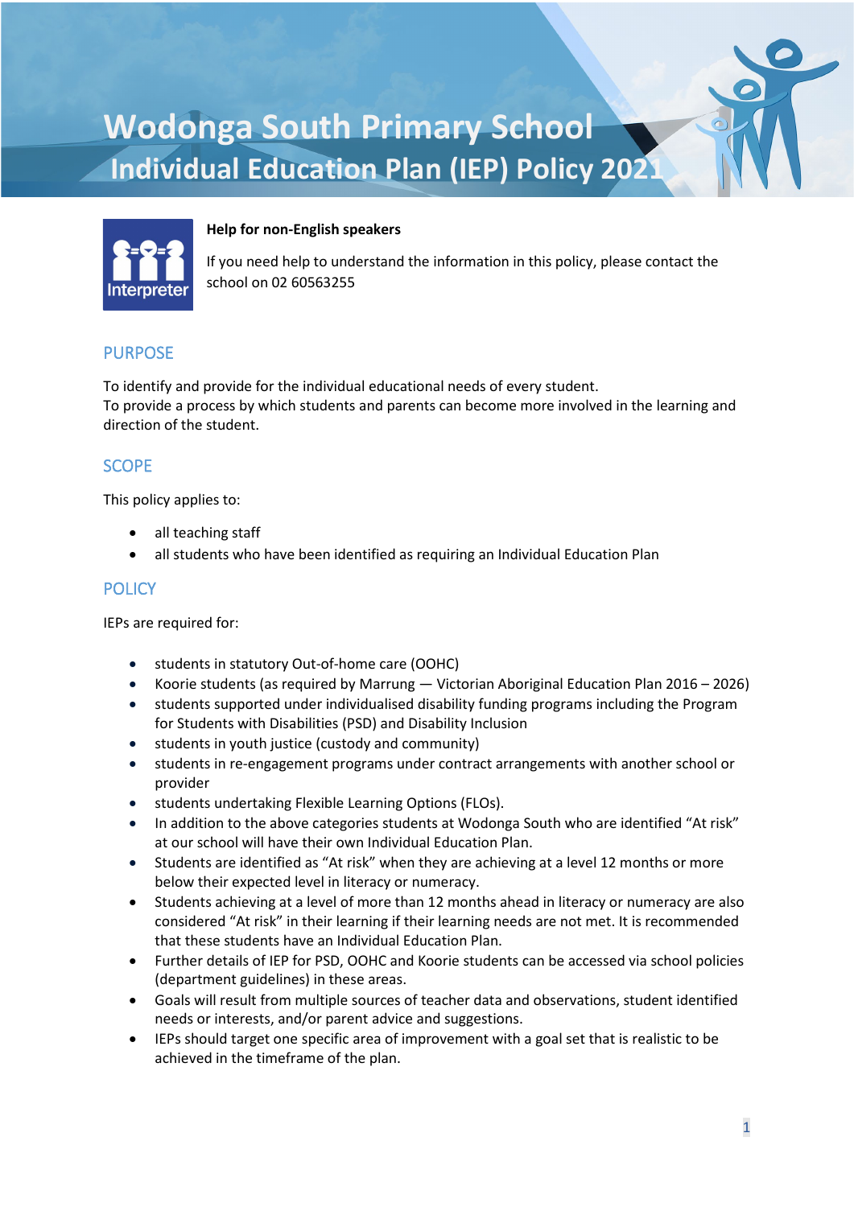# Wodonga South Primary School
## Individual Education Plan (IEP) Policy 2021

**Help for non-English speakers**

If you need help to understand the information in this policy, please contact the school on 02 60563255

## PURPOSE

To identify and provide for the individual educational needs of every student.
To provide a process by which students and parents can become more involved in the learning and direction of the student.

## SCOPE

This policy applies to:

- all teaching staff
- all students who have been identified as requiring an Individual Education Plan

## POLICY

IEPs are required for:

- students in statutory Out-of-home care (OOHC)
- Koorie students (as required by Marrung — Victorian Aboriginal Education Plan 2016 – 2026)
- students supported under individualised disability funding programs including the Program for Students with Disabilities (PSD) and Disability Inclusion
- students in youth justice (custody and community)
- students in re-engagement programs under contract arrangements with another school or provider
- students undertaking Flexible Learning Options (FLOs).
- In addition to the above categories students at Wodonga South who are identified "At risk" at our school will have their own Individual Education Plan.
- Students are identified as "At risk" when they are achieving at a level 12 months or more below their expected level in literacy or numeracy.
- Students achieving at a level of more than 12 months ahead in literacy or numeracy are also considered "At risk" in their learning if their learning needs are not met. It is recommended that these students have an Individual Education Plan.
- Further details of IEP for PSD, OOHC and Koorie students can be accessed via school policies (department guidelines) in these areas.
- Goals will result from multiple sources of teacher data and observations, student identified needs or interests, and/or parent advice and suggestions.
- IEPs should target one specific area of improvement with a goal set that is realistic to be achieved in the timeframe of the plan.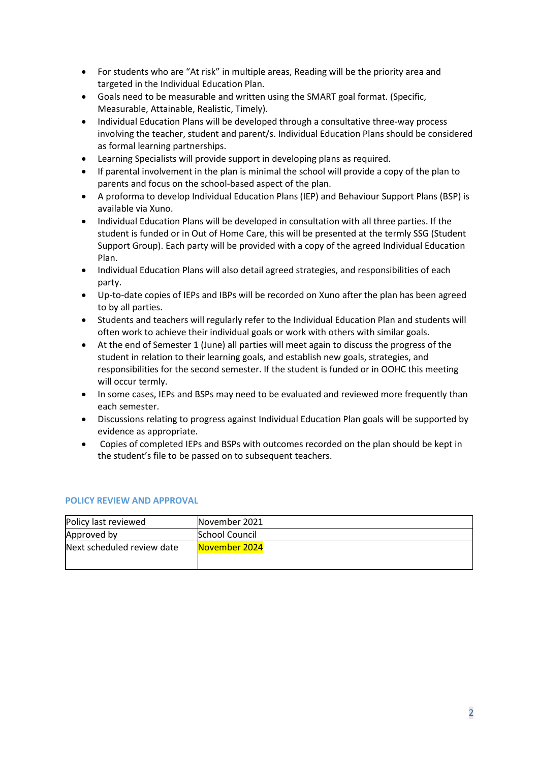- For students who are "At risk" in multiple areas, Reading will be the priority area and targeted in the Individual Education Plan.
- Goals need to be measurable and written using the SMART goal format. (Specific, Measurable, Attainable, Realistic, Timely).
- Individual Education Plans will be developed through a consultative three-way process involving the teacher, student and parent/s. Individual Education Plans should be considered as formal learning partnerships.
- Learning Specialists will provide support in developing plans as required.
- If parental involvement in the plan is minimal the school will provide a copy of the plan to parents and focus on the school-based aspect of the plan.
- A proforma to develop Individual Education Plans (IEP) and Behaviour Support Plans (BSP) is available via Xuno.
- Individual Education Plans will be developed in consultation with all three parties. If the student is funded or in Out of Home Care, this will be presented at the termly SSG (Student Support Group). Each party will be provided with a copy of the agreed Individual Education Plan.
- Individual Education Plans will also detail agreed strategies, and responsibilities of each party.
- Up-to-date copies of IEPs and IBPs will be recorded on Xuno after the plan has been agreed to by all parties.
- Students and teachers will regularly refer to the Individual Education Plan and students will often work to achieve their individual goals or work with others with similar goals.
- At the end of Semester 1 (June) all parties will meet again to discuss the progress of the student in relation to their learning goals, and establish new goals, strategies, and responsibilities for the second semester. If the student is funded or in OOHC this meeting will occur termly.
- In some cases, IEPs and BSPs may need to be evaluated and reviewed more frequently than each semester.
- Discussions relating to progress against Individual Education Plan goals will be supported by evidence as appropriate.
- Copies of completed IEPs and BSPs with outcomes recorded on the plan should be kept in the student's file to be passed on to subsequent teachers.

## POLICY REVIEW AND APPROVAL

| | |
|---|---|
| Policy last reviewed | November 2021 |
| Approved by | School Council |
| Next scheduled review date | November 2024 |